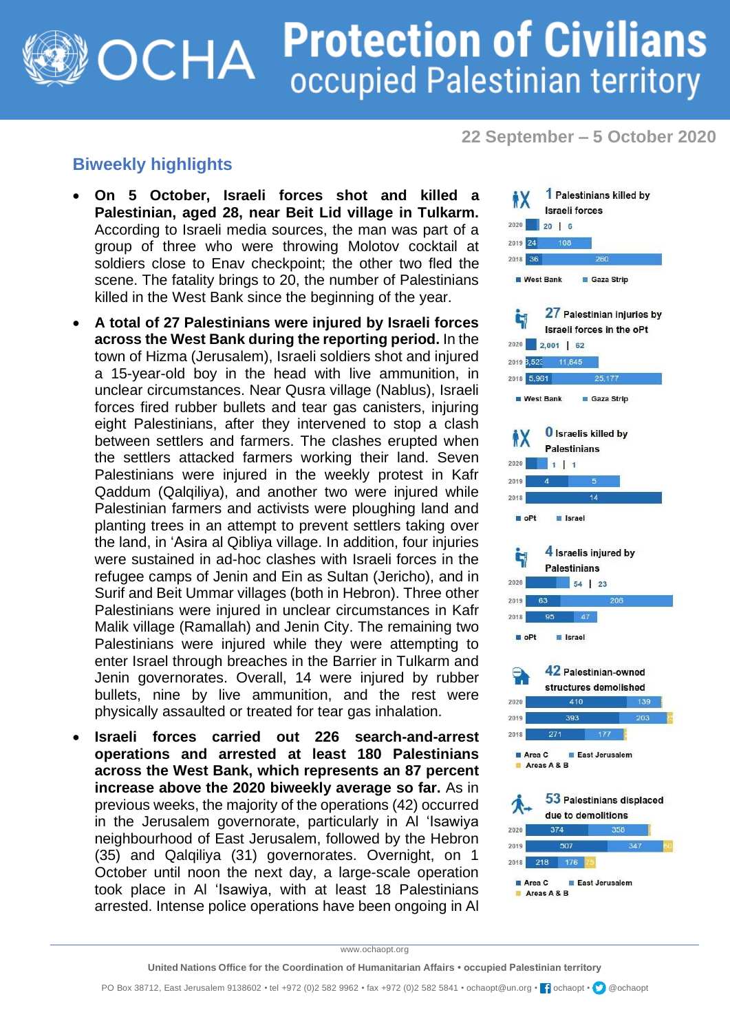# OCHA Protection of Civilians
## occupied Palestinian territory

**22 September – 5 October 2020**

## Biweekly highlights

- **On 5 October, Israeli forces shot and killed a Palestinian, aged 28, near Beit Lid village in Tulkarm.** According to Israeli media sources, the man was part of a group of three who were throwing Molotov cocktail at soldiers close to Enav checkpoint; the other two fled the scene. The fatality brings to 20, the number of Palestinians killed in the West Bank since the beginning of the year.
- **A total of 27 Palestinians were injured by Israeli forces across the West Bank during the reporting period.** In the town of Hizma (Jerusalem), Israeli soldiers shot and injured a 15-year-old boy in the head with live ammunition, in unclear circumstances. Near Qusra village (Nablus), Israeli forces fired rubber bullets and tear gas canisters, injuring eight Palestinians, after they intervened to stop a clash between settlers and farmers. The clashes erupted when the settlers attacked farmers working their land. Seven Palestinians were injured in the weekly protest in Kafr Qaddum (Qalqiliya), and another two were injured while Palestinian farmers and activists were ploughing land and planting trees in an attempt to prevent settlers taking over the land, in 'Asira al Qibliya village. In addition, four injuries were sustained in ad-hoc clashes with Israeli forces in the refugee camps of Jenin and Ein as Sultan (Jericho), and in Surif and Beit Ummar villages (both in Hebron). Three other Palestinians were injured in unclear circumstances in Kafr Malik village (Ramallah) and Jenin City. The remaining two Palestinians were injured while they were attempting to enter Israel through breaches in the Barrier in Tulkarm and Jenin governorates. Overall, 14 were injured by rubber bullets, nine by live ammunition, and the rest were physically assaulted or treated for tear gas inhalation.
- **Israeli forces carried out 226 search-and-arrest operations and arrested at least 180 Palestinians across the West Bank, which represents an 87 percent increase above the 2020 biweekly average so far.** As in previous weeks, the majority of the operations (42) occurred in the Jerusalem governorate, particularly in Al 'Isawiya neighbourhood of East Jerusalem, followed by the Hebron (35) and Qalqiliya (31) governorates. Overnight, on 1 October until noon the next day, a large-scale operation took place in Al 'Isawiya, with at least 18 Palestinians arrested. Intense police operations have been ongoing in Al

**1** Palestinians killed by Israeli forces

| Year | West Bank | Gaza Strip |
|---|---|---|
| 2020 | 20 | 6 |
| 2019 | 24 | 108 |
| 2018 | 36 | 260 |

**27** Palestinian injuries by Israeli forces in the oPt

| Year | West Bank | Gaza Strip |
|---|---|---|
| 2020 | 2,001 | 62 |
| 2019 | 3,523 | 11,845 |
| 2018 | 5,961 | 25,177 |

**0** Israelis killed by Palestinians

| Year | oPt | Israel |
|---|---|---|
| 2020 | 1 | 1 |
| 2019 | 4 | 5 |
| 2018 | 14 | |

**4** Israelis injured by Palestinians

| Year | oPt | Israel |
|---|---|---|
| 2020 | 54 | 23 |
| 2019 | 63 | 206 |
| 2018 | 95 | 47 |

**42** Palestinian-owned structures demolished

| Year | Area C | East Jerusalem |
|---|---|---|
| 2020 | 410 | 139 |
| 2019 | 393 | 203 |
| 2018 | 271 | 177 |

(Areas A & B also shown)

**53** Palestinians displaced due to demolitions

| Year | Area C | East Jerusalem | Areas A & B |
|---|---|---|---|
| 2020 | 374 | 358 | |
| 2019 | 507 | 347 | 60 |
| 2018 | 218 | 176 | 75 |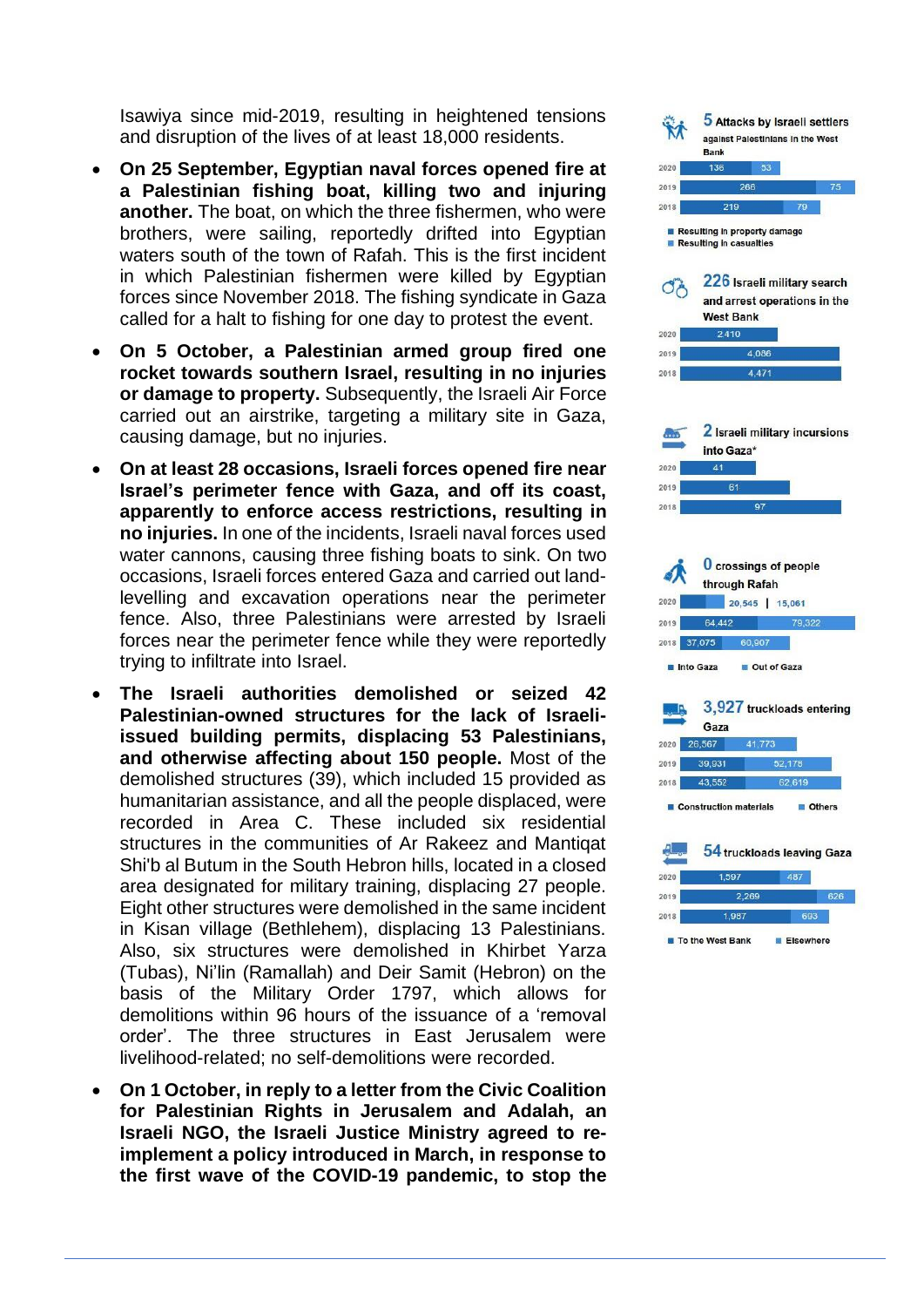Isawiya since mid-2019, resulting in heightened tensions and disruption of the lives of at least 18,000 residents.

- **On 25 September, Egyptian naval forces opened fire at a Palestinian fishing boat, killing two and injuring another.** The boat, on which the three fishermen, who were brothers, were sailing, reportedly drifted into Egyptian waters south of the town of Rafah. This is the first incident in which Palestinian fishermen were killed by Egyptian forces since November 2018. The fishing syndicate in Gaza called for a halt to fishing for one day to protest the event.
- **On 5 October, a Palestinian armed group fired one rocket towards southern Israel, resulting in no injuries or damage to property.** Subsequently, the Israeli Air Force carried out an airstrike, targeting a military site in Gaza, causing damage, but no injuries.
- **On at least 28 occasions, Israeli forces opened fire near Israel's perimeter fence with Gaza, and off its coast, apparently to enforce access restrictions, resulting in no injuries.** In one of the incidents, Israeli naval forces used water cannons, causing three fishing boats to sink. On two occasions, Israeli forces entered Gaza and carried out land-levelling and excavation operations near the perimeter fence. Also, three Palestinians were arrested by Israeli forces near the perimeter fence while they were reportedly trying to infiltrate into Israel.
- **The Israeli authorities demolished or seized 42 Palestinian-owned structures for the lack of Israeli-issued building permits, displacing 53 Palestinians, and otherwise affecting about 150 people.** Most of the demolished structures (39), which included 15 provided as humanitarian assistance, and all the people displaced, were recorded in Area C. These included six residential structures in the communities of Ar Rakeez and Mantiqat Shi'b al Butum in the South Hebron hills, located in a closed area designated for military training, displacing 27 people. Eight other structures were demolished in the same incident in Kisan village (Bethlehem), displacing 13 Palestinians. Also, six structures were demolished in Khirbet Yarza (Tubas), Ni'lin (Ramallah) and Deir Samit (Hebron) on the basis of the Military Order 1797, which allows for demolitions within 96 hours of the issuance of a 'removal order'. The three structures in East Jerusalem were livelihood-related; no self-demolitions were recorded.
- **On 1 October, in reply to a letter from the Civic Coalition for Palestinian Rights in Jerusalem and Adalah, an Israeli NGO, the Israeli Justice Ministry agreed to re-implement a policy introduced in March, in response to the first wave of the COVID-19 pandemic, to stop the**

**5** Attacks by Israeli settlers against Palestinians in the West Bank

| Year | Resulting in property damage | Resulting in casualties |
|---|---|---|
| 2020 | 136 | 53 |
| 2019 | 266 | 75 |
| 2018 | 219 | 79 |

**226** Israeli military search and arrest operations in the West Bank

| Year | Operations |
|---|---|
| 2020 | 2,410 |
| 2019 | 4,086 |
| 2018 | 4,471 |

**2** Israeli military incursions into Gaza*

| Year | Incursions |
|---|---|
| 2020 | 41 |
| 2019 | 61 |
| 2018 | 97 |

**0** crossings of people through Rafah

| Year | Into Gaza | Out of Gaza |
|---|---|---|
| 2020 | 20,545 | 15,061 |
| 2019 | 64,442 | 79,322 |
| 2018 | 37,075 | 60,907 |

**3,927** truckloads entering Gaza

| Year | Construction materials | Others |
|---|---|---|
| 2020 | 26,567 | 41,773 |
| 2019 | 39,931 | 52,178 |
| 2018 | 43,552 | 62,619 |

**54** truckloads leaving Gaza

| Year | To the West Bank | Elsewhere |
|---|---|---|
| 2020 | 1,597 | 487 |
| 2019 | 2,269 | 626 |
| 2018 | 1,987 | 693 |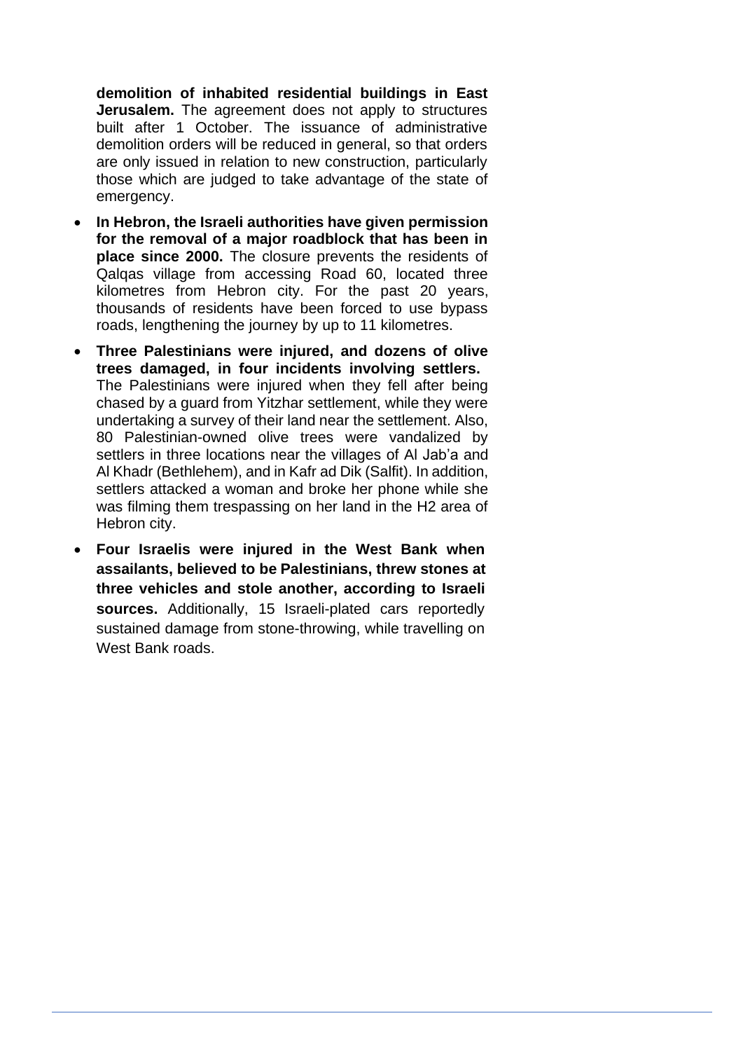**demolition of inhabited residential buildings in East Jerusalem.** The agreement does not apply to structures built after 1 October. The issuance of administrative demolition orders will be reduced in general, so that orders are only issued in relation to new construction, particularly those which are judged to take advantage of the state of emergency.

- **In Hebron, the Israeli authorities have given permission for the removal of a major roadblock that has been in place since 2000.** The closure prevents the residents of Qalqas village from accessing Road 60, located three kilometres from Hebron city. For the past 20 years, thousands of residents have been forced to use bypass roads, lengthening the journey by up to 11 kilometres.
- **Three Palestinians were injured, and dozens of olive trees damaged, in four incidents involving settlers.** The Palestinians were injured when they fell after being chased by a guard from Yitzhar settlement, while they were undertaking a survey of their land near the settlement. Also, 80 Palestinian-owned olive trees were vandalized by settlers in three locations near the villages of Al Jab'a and Al Khadr (Bethlehem), and in Kafr ad Dik (Salfit). In addition, settlers attacked a woman and broke her phone while she was filming them trespassing on her land in the H2 area of Hebron city.
- **Four Israelis were injured in the West Bank when assailants, believed to be Palestinians, threw stones at three vehicles and stole another, according to Israeli sources.** Additionally, 15 Israeli-plated cars reportedly sustained damage from stone-throwing, while travelling on West Bank roads.